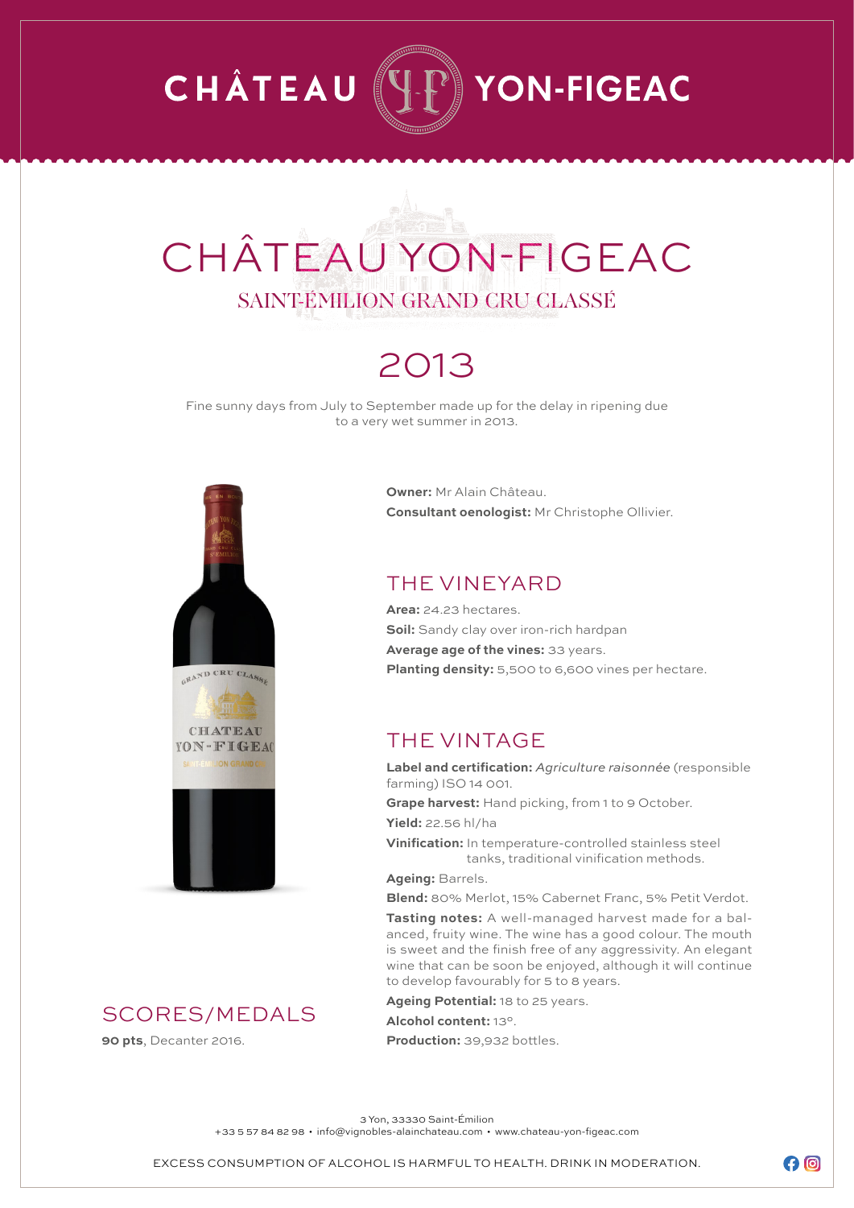# CHÂTEAU YON-FIGEAC

# CHÂTEAU YON-FIGEAC

## SAINT-ÉMILION GRAND CRU CLASSÉ

## 2013

Fine sunny days from July to September made up for the delay in ripening due to a very wet summer in 2013.

**Owner:** Mr Alain Château.

**Consultant oenologist:** Mr Christophe Ollivier.

## THE VINEYARD

**Area:** 24.23 hectares.

**Soil:** Sandy clay over iron-rich hardpan

**Average age of the vines:** 33 years.

**Planting density:** 5,500 to 6,600 vines per hectare.

## THE VINTAGE

**Label and certification:** *Agriculture raisonnée* (responsible farming) ISO 14 001.

**Grape harvest:** Hand picking, from 1 to 9 October.

**Yield:** 22.56 hl/ha

**Vinification:** In temperature-controlled stainless steel tanks, traditional vinification methods.

**Ageing:** Barrels.

**Blend:** 80% Merlot, 15% Cabernet Franc, 5% Petit Verdot.

**Tasting notes:** A well-managed harvest made for a balanced, fruity wine. The wine has a good colour. The mouth is sweet and the finish free of any aggressivity. An elegant wine that can be soon be enjoyed, although it will continue to develop favourably for 5 to 8 years.

**Ageing Potential:** 18 to 25 years.

**Alcohol content:** 13°.

**Production:** 39,932 bottles.

## SCORES/MEDALS

**90 pts**, Decanter 2016.

3 Yon, 33330 Saint-Émilion
+33 5 57 84 82 98 • info@vignobles-alainchateau.com • www.chateau-yon-figeac.com

EXCESS CONSUMPTION OF ALCOHOL IS HARMFUL TO HEALTH. DRINK IN MODERATION.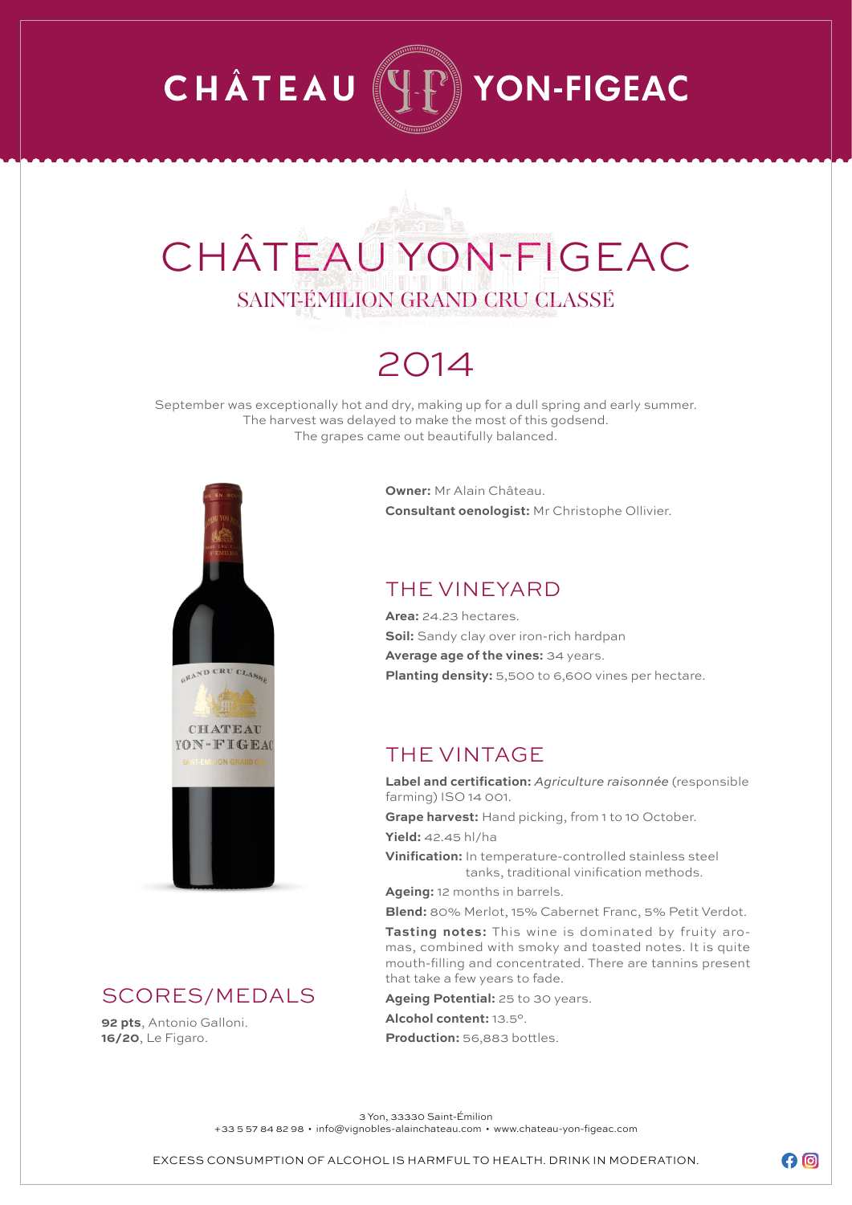# CHÂTEAU YON-FIGEAC

## CHÂTEAU YON-FIGEAC

SAINT-ÉMILION GRAND CRU CLASSÉ

## 2014

September was exceptionally hot and dry, making up for a dull spring and early summer.
The harvest was delayed to make the most of this godsend.
The grapes came out beautifully balanced.

**Owner:** Mr Alain Château.
**Consultant oenologist:** Mr Christophe Ollivier.

### THE VINEYARD

**Area:** 24.23 hectares.
**Soil:** Sandy clay over iron-rich hardpan
**Average age of the vines:** 34 years.
**Planting density:** 5,500 to 6,600 vines per hectare.

### THE VINTAGE

**Label and certification:** *Agriculture raisonnée* (responsible farming) ISO 14 001.

**Grape harvest:** Hand picking, from 1 to 10 October.

**Yield:** 42.45 hl/ha

**Vinification:** In temperature-controlled stainless steel tanks, traditional vinification methods.

**Ageing:** 12 months in barrels.

**Blend:** 80% Merlot, 15% Cabernet Franc, 5% Petit Verdot.

**Tasting notes:** This wine is dominated by fruity aromas, combined with smoky and toasted notes. It is quite mouth-filling and concentrated. There are tannins present that take a few years to fade.

**Ageing Potential:** 25 to 30 years.

**Alcohol content:** 13.5°.

**Production:** 56,883 bottles.

### SCORES/MEDALS

**92 pts**, Antonio Galloni.
**16/20**, Le Figaro.

3 Yon, 33330 Saint-Émilion
+33 5 57 84 82 98 • info@vignobles-alainchateau.com • www.chateau-yon-figeac.com

EXCESS CONSUMPTION OF ALCOHOL IS HARMFUL TO HEALTH. DRINK IN MODERATION.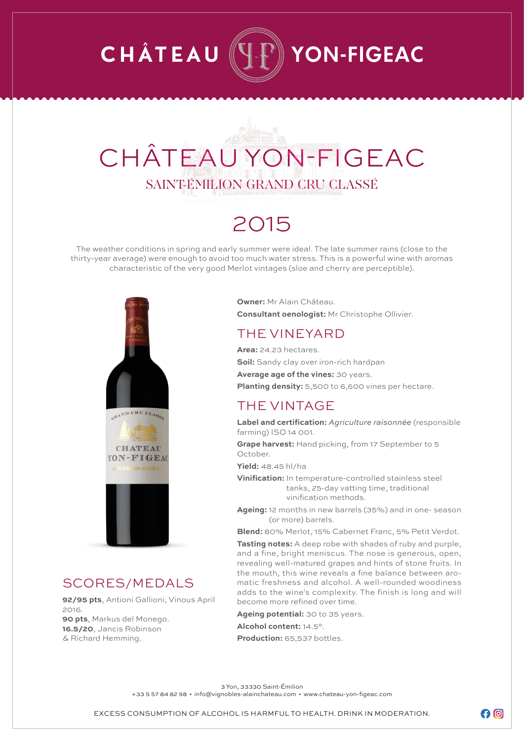# CHÂTEAU YON-FIGEAC

## CHÂTEAU YON-FIGEAC

### SAINT-ÉMILION GRAND CRU CLASSÉ

## 2015

The weather conditions in spring and early summer were ideal. The late summer rains (close to the thirty-year average) were enough to avoid too much water stress. This is a powerful wine with aromas characteristic of the very good Merlot vintages (sloe and cherry are perceptible).

**Owner:** Mr Alain Château.

**Consultant oenologist:** Mr Christophe Ollivier.

## THE VINEYARD

**Area:** 24.23 hectares.

**Soil:** Sandy clay over iron-rich hardpan

**Average age of the vines:** 30 years.

**Planting density:** 5,500 to 6,600 vines per hectare.

## THE VINTAGE

**Label and certification:** *Agriculture raisonnée* (responsible farming) ISO 14 001.

**Grape harvest:** Hand picking, from 17 September to 5 October.

**Yield:** 48.45 hl/ha

**Vinification:** In temperature-controlled stainless steel tanks, 25-day vatting time, traditional vinification methods.

**Ageing:** 12 months in new barrels (35%) and in one- season (or more) barrels.

**Blend:** 80% Merlot, 15% Cabernet Franc, 5% Petit Verdot.

**Tasting notes:** A deep robe with shades of ruby and purple, and a fine, bright meniscus. The nose is generous, open, revealing well-matured grapes and hints of stone fruits. In the mouth, this wine reveals a fine balance between aromatic freshness and alcohol. A well-rounded woodiness adds to the wine's complexity. The finish is long and will become more refined over time.

**Ageing potential:** 30 to 35 years.

**Alcohol content:** 14.5°.

**Production:** 65,537 bottles.

## SCORES/MEDALS

**92/95 pts**, Antioni Gallioni, Vinous April 2016.

**90 pts**, Markus del Monego.

**16.5/20**, Jancis Robinson & Richard Hemming.

3 Yon, 33330 Saint-Émilion
+33 5 57 84 82 98 • info@vignobles-alainchateau.com • www.chateau-yon-figeac.com

EXCESS CONSUMPTION OF ALCOHOL IS HARMFUL TO HEALTH. DRINK IN MODERATION.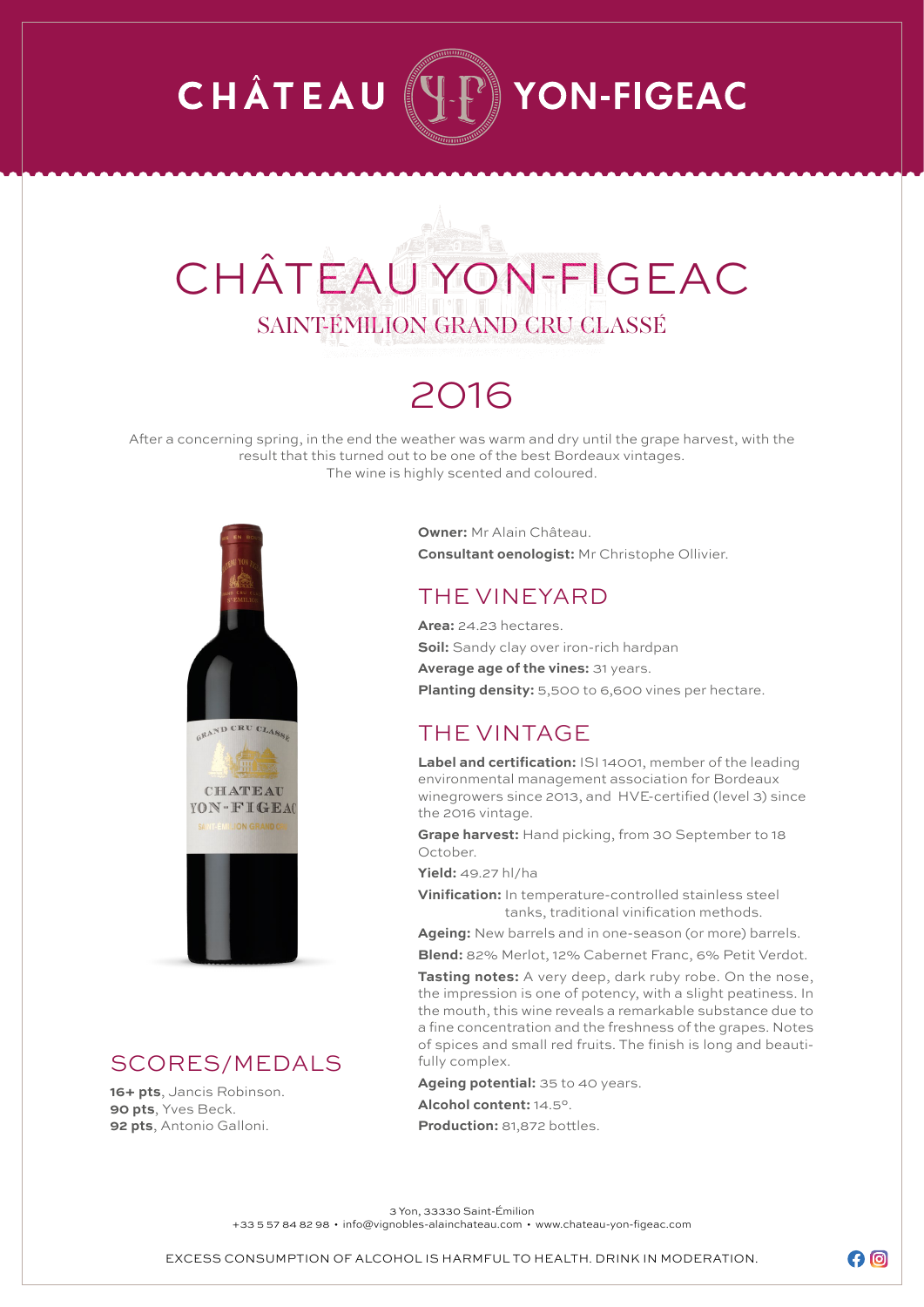# CHÂTEAU YON-FIGEAC

# CHÂTEAU YON-FIGEAC

## SAINT-ÉMILION GRAND CRU CLASSÉ

## 2016

After a concerning spring, in the end the weather was warm and dry until the grape harvest, with the result that this turned out to be one of the best Bordeaux vintages.
The wine is highly scented and coloured.

**Owner:** Mr Alain Château.
**Consultant oenologist:** Mr Christophe Ollivier.

## THE VINEYARD

**Area:** 24.23 hectares.
**Soil:** Sandy clay over iron-rich hardpan
**Average age of the vines:** 31 years.
**Planting density:** 5,500 to 6,600 vines per hectare.

## THE VINTAGE

**Label and certification:** ISI 14001, member of the leading environmental management association for Bordeaux winegrowers since 2013, and HVE-certified (level 3) since the 2016 vintage.

**Grape harvest:** Hand picking, from 30 September to 18 October.

**Yield:** 49.27 hl/ha

**Vinification:** In temperature-controlled stainless steel tanks, traditional vinification methods.

**Ageing:** New barrels and in one-season (or more) barrels.

**Blend:** 82% Merlot, 12% Cabernet Franc, 6% Petit Verdot.

**Tasting notes:** A very deep, dark ruby robe. On the nose, the impression is one of potency, with a slight peatiness. In the mouth, this wine reveals a remarkable substance due to a fine concentration and the freshness of the grapes. Notes of spices and small red fruits. The finish is long and beautifully complex.

**Ageing potential:** 35 to 40 years.

**Alcohol content:** 14.5°.

**Production:** 81,872 bottles.

## SCORES/MEDALS

**16+ pts**, Jancis Robinson.
**90 pts**, Yves Beck.
**92 pts**, Antonio Galloni.

3 Yon, 33330 Saint-Émilion
+33 5 57 84 82 98 • info@vignobles-alainchateau.com • www.chateau-yon-figeac.com

EXCESS CONSUMPTION OF ALCOHOL IS HARMFUL TO HEALTH. DRINK IN MODERATION.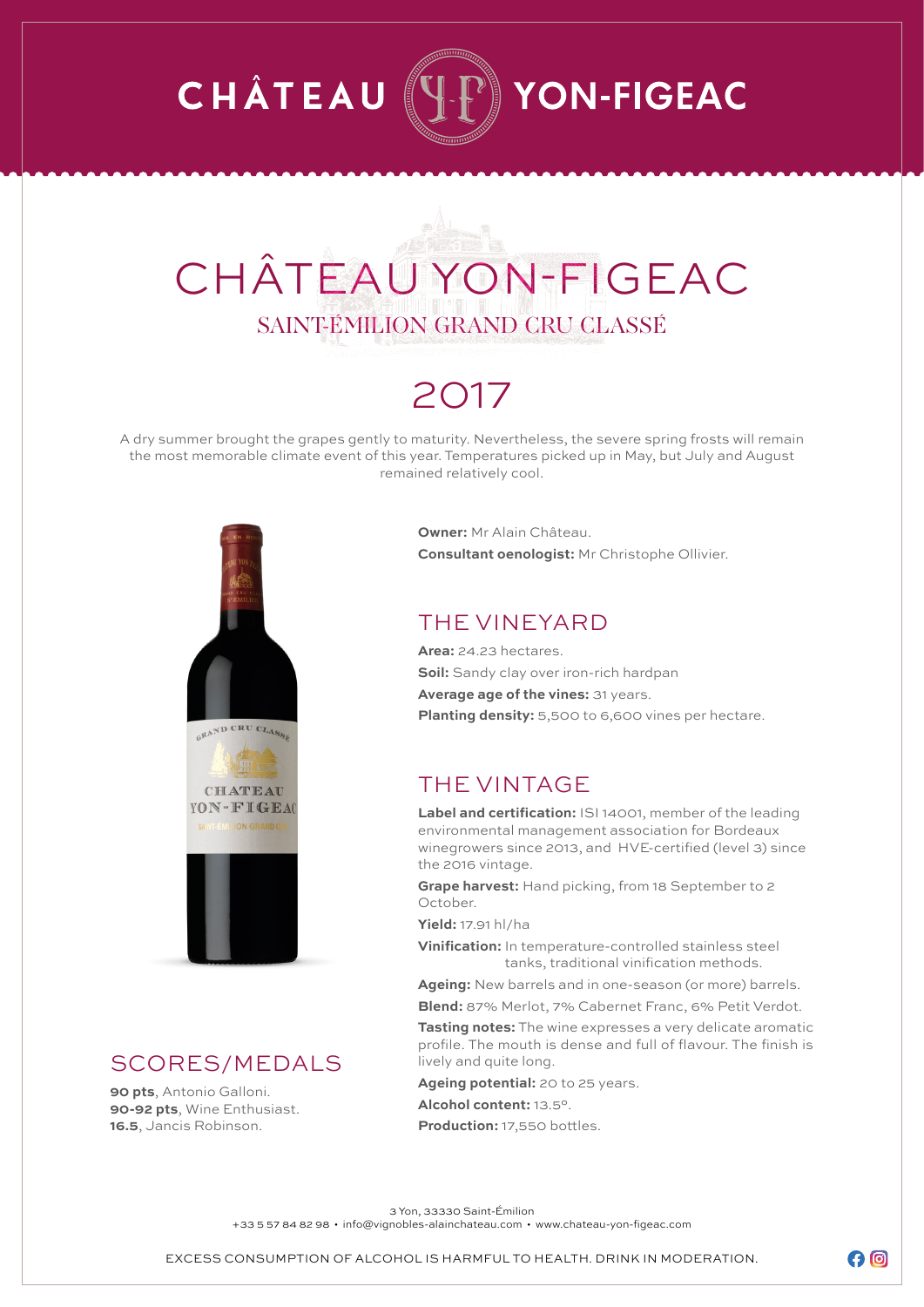# CHÂTEAU YON-FIGEAC

## CHÂTEAU YON-FIGEAC

SAINT-ÉMILION GRAND CRU CLASSÉ

## 2017

A dry summer brought the grapes gently to maturity. Nevertheless, the severe spring frosts will remain the most memorable climate event of this year. Temperatures picked up in May, but July and August remained relatively cool.

**Owner:** Mr Alain Château.

**Consultant oenologist:** Mr Christophe Ollivier.

### THE VINEYARD

**Area:** 24.23 hectares.

**Soil:** Sandy clay over iron-rich hardpan

**Average age of the vines:** 31 years.

**Planting density:** 5,500 to 6,600 vines per hectare.

### THE VINTAGE

**Label and certification:** ISI 14001, member of the leading environmental management association for Bordeaux winegrowers since 2013, and HVE-certified (level 3) since the 2016 vintage.

**Grape harvest:** Hand picking, from 18 September to 2 October.

**Yield:** 17.91 hl/ha

**Vinification:** In temperature-controlled stainless steel tanks, traditional vinification methods.

**Ageing:** New barrels and in one-season (or more) barrels.

**Blend:** 87% Merlot, 7% Cabernet Franc, 6% Petit Verdot.

**Tasting notes:** The wine expresses a very delicate aromatic profile. The mouth is dense and full of flavour. The finish is lively and quite long.

**Ageing potential:** 20 to 25 years.

**Alcohol content:** 13.5°.

**Production:** 17,550 bottles.

### SCORES/MEDALS

**90 pts**, Antonio Galloni.
**90-92 pts**, Wine Enthusiast.
**16.5**, Jancis Robinson.

3 Yon, 33330 Saint-Émilion
+33 5 57 84 82 98 • info@vignobles-alainchateau.com • www.chateau-yon-figeac.com

EXCESS CONSUMPTION OF ALCOHOL IS HARMFUL TO HEALTH. DRINK IN MODERATION.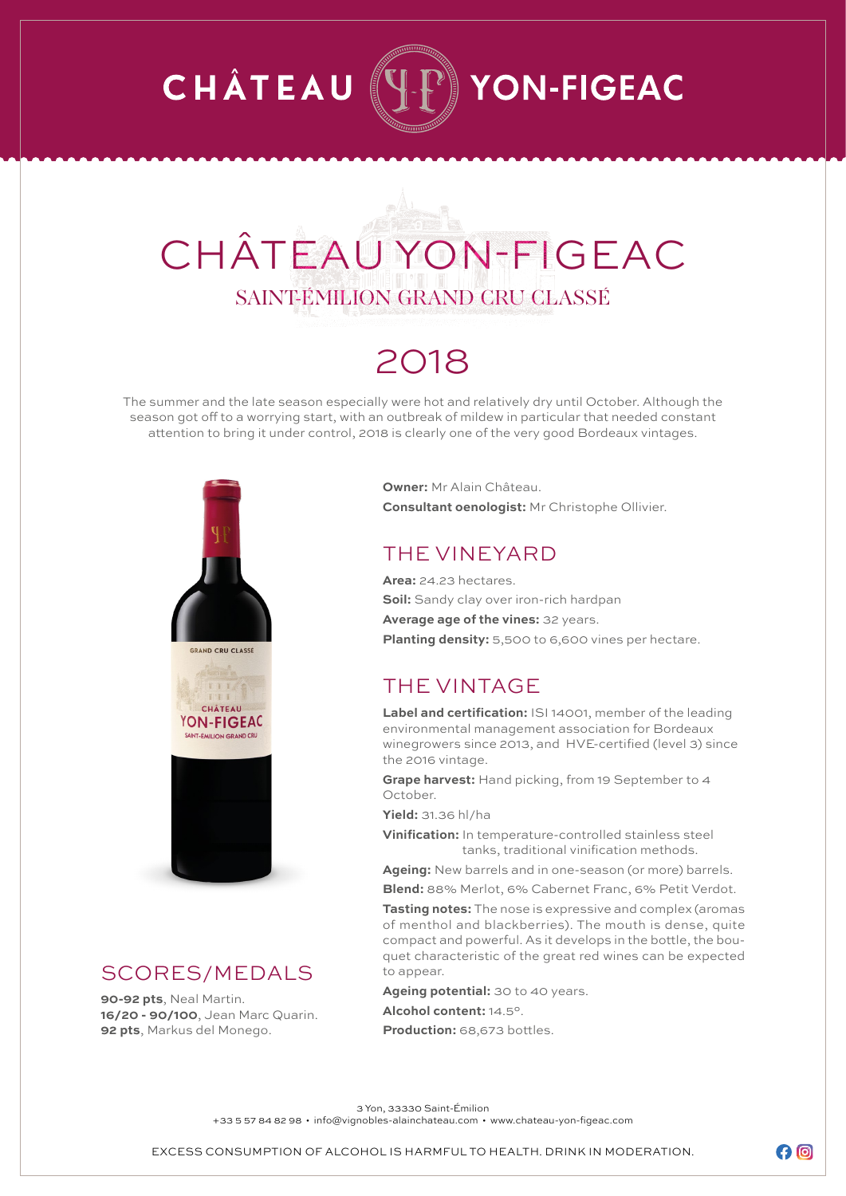# CHÂTEAU YON-FIGEAC

## CHÂTEAU YON-FIGEAC

### SAINT-ÉMILION GRAND CRU CLASSÉ

## 2018

The summer and the late season especially were hot and relatively dry until October. Although the season got off to a worrying start, with an outbreak of mildew in particular that needed constant attention to bring it under control, 2018 is clearly one of the very good Bordeaux vintages.

**Owner:** Mr Alain Château.
**Consultant oenologist:** Mr Christophe Ollivier.

## THE VINEYARD

**Area:** 24.23 hectares.
**Soil:** Sandy clay over iron-rich hardpan
**Average age of the vines:** 32 years.
**Planting density:** 5,500 to 6,600 vines per hectare.

## THE VINTAGE

**Label and certification:** ISI 14001, member of the leading environmental management association for Bordeaux winegrowers since 2013, and HVE-certified (level 3) since the 2016 vintage.

**Grape harvest:** Hand picking, from 19 September to 4 October.

**Yield:** 31.36 hl/ha

**Vinification:** In temperature-controlled stainless steel tanks, traditional vinification methods.

**Ageing:** New barrels and in one-season (or more) barrels.

**Blend:** 88% Merlot, 6% Cabernet Franc, 6% Petit Verdot.

**Tasting notes:** The nose is expressive and complex (aromas of menthol and blackberries). The mouth is dense, quite compact and powerful. As it develops in the bottle, the bouquet characteristic of the great red wines can be expected to appear.

**Ageing potential:** 30 to 40 years.

**Alcohol content:** 14.5°.

**Production:** 68,673 bottles.

## SCORES/MEDALS

**90-92 pts**, Neal Martin.
**16/20 - 90/100**, Jean Marc Quarin.
**92 pts**, Markus del Monego.

3 Yon, 33330 Saint-Émilion
+33 5 57 84 82 98 • info@vignobles-alainchateau.com • www.chateau-yon-figeac.com

EXCESS CONSUMPTION OF ALCOHOL IS HARMFUL TO HEALTH. DRINK IN MODERATION.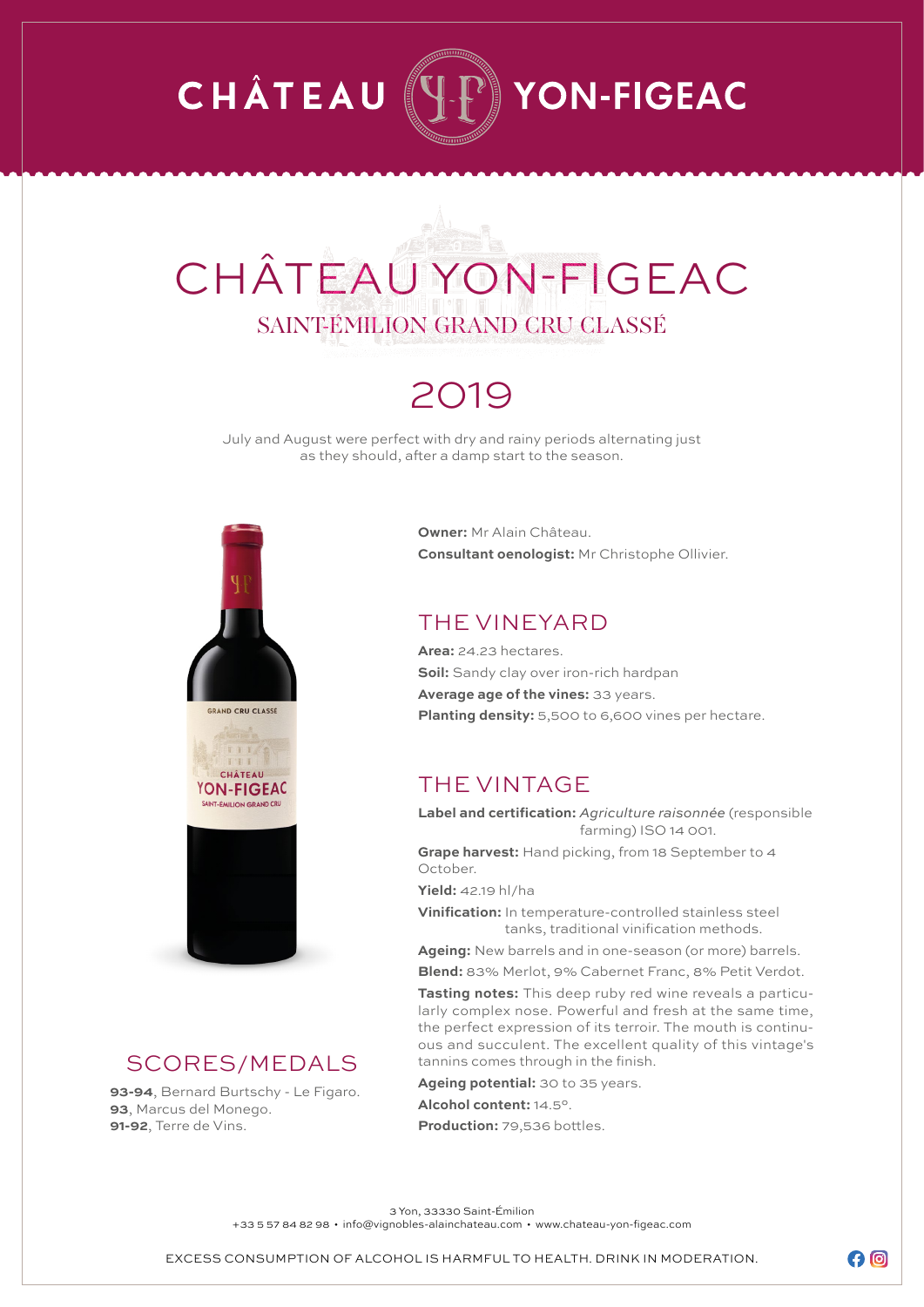# CHÂTEAU YON-FIGEAC

## CHÂTEAU YON-FIGEAC

SAINT-ÉMILION GRAND CRU CLASSÉ

## 2019

July and August were perfect with dry and rainy periods alternating just as they should, after a damp start to the season.

**Owner:** Mr Alain Château.

**Consultant oenologist:** Mr Christophe Ollivier.

### THE VINEYARD

**Area:** 24.23 hectares.

**Soil:** Sandy clay over iron-rich hardpan

**Average age of the vines:** 33 years.

**Planting density:** 5,500 to 6,600 vines per hectare.

### THE VINTAGE

**Label and certification:** *Agriculture raisonnée* (responsible farming) ISO 14 001.

**Grape harvest:** Hand picking, from 18 September to 4 October.

**Yield:** 42.19 hl/ha

**Vinification:** In temperature-controlled stainless steel tanks, traditional vinification methods.

**Ageing:** New barrels and in one-season (or more) barrels.

**Blend:** 83% Merlot, 9% Cabernet Franc, 8% Petit Verdot.

**Tasting notes:** This deep ruby red wine reveals a particularly complex nose. Powerful and fresh at the same time, the perfect expression of its terroir. The mouth is continuous and succulent. The excellent quality of this vintage's tannins comes through in the finish.

**Ageing potential:** 30 to 35 years.

**Alcohol content:** 14.5°.

**Production:** 79,536 bottles.

### SCORES/MEDALS

**93-94**, Bernard Burtschy - Le Figaro.
**93**, Marcus del Monego.
**91-92**, Terre de Vins.

3 Yon, 33330 Saint-Émilion
+33 5 57 84 82 98 • info@vignobles-alainchateau.com • www.chateau-yon-figeac.com

EXCESS CONSUMPTION OF ALCOHOL IS HARMFUL TO HEALTH. DRINK IN MODERATION.